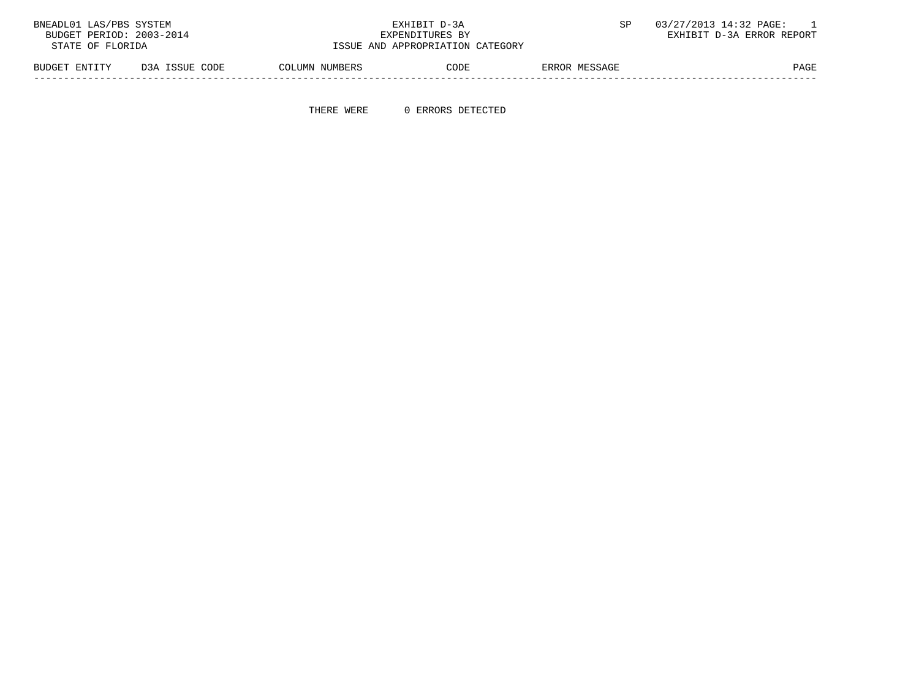BNEADL01 LAS/PBS SYSTEM
BUDGET PERIOD: 2003-2014
STATE OF FLORIDA

EXHIBIT D-3A
EXPENDITURES BY
ISSUE AND APPROPRIATION CATEGORY

SP 03/27/2013 14:32 PAGE: 1
EXHIBIT D-3A ERROR REPORT

| BUDGET ENTITY | D3A ISSUE CODE | COLUMN NUMBERS | CODE | ERROR MESSAGE | PAGE |
|---|---|---|---|---|---|

THERE WERE 0 ERRORS DETECTED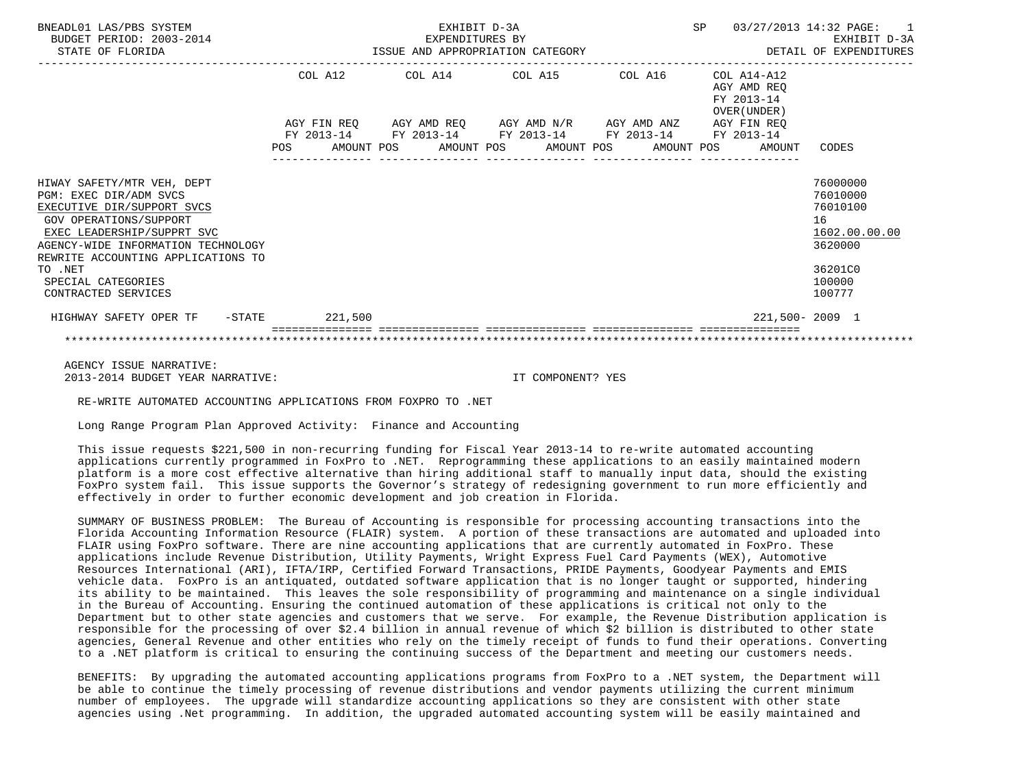BNEADL01 LAS/PBS SYSTEM — EXHIBIT D-3A — SP 03/27/2013 14:32

BUDGET PERIOD: 2003-2014 — EXPENDITURES BY — EXHIBIT D-3A

STATE OF FLORIDA — ISSUE AND APPROPRIATION CATEGORY — DETAIL OF EXPENDITURES

| | COL A12 AGY FIN REQ FY 2013-14 POS AMOUNT | COL A14 AGY AMD REQ FY 2013-14 POS AMOUNT | COL A15 AGY AMD N/R FY 2013-14 POS AMOUNT | COL A16 AGY AMD ANZ FY 2013-14 POS AMOUNT | COL A14-A12 AGY AMD REQ FY 2013-14 OVER(UNDER) AGY FIN REQ FY 2013-14 POS AMOUNT | CODES |
|---|---|---|---|---|---|---|
| HIWAY SAFETY/MTR VEH, DEPT | | | | | | 76000000 |
| PGM: EXEC DIR/ADM SVCS | | | | | | 76010000 |
| EXECUTIVE DIR/SUPPORT SVCS | | | | | | 76010100 |
| GOV OPERATIONS/SUPPORT | | | | | | 16 |
| EXEC LEADERSHIP/SUPPRT SVC | | | | | | 1602.00.00.00 |
| AGENCY-WIDE INFORMATION TECHNOLOGY | | | | | | 3620000 |
| REWRITE ACCOUNTING APPLICATIONS TO TO .NET | | | | | | 36201C0 |
| SPECIAL CATEGORIES | | | | | | 100000 |
| CONTRACTED SERVICES | | | | | | 100777 |
| HIGHWAY SAFETY OPER TF -STATE | 221,500 | | | | 221,500- | 2009 1 |

AGENCY ISSUE NARRATIVE:

2013-2014 BUDGET YEAR NARRATIVE: IT COMPONENT? YES

RE-WRITE AUTOMATED ACCOUNTING APPLICATIONS FROM FOXPRO TO .NET

Long Range Program Plan Approved Activity: Finance and Accounting

This issue requests $221,500 in non-recurring funding for Fiscal Year 2013-14 to re-write automated accounting applications currently programmed in FoxPro to .NET. Reprogramming these applications to an easily maintained modern platform is a more cost effective alternative than hiring additional staff to manually input data, should the existing FoxPro system fail. This issue supports the Governor's strategy of redesigning government to run more efficiently and effectively in order to further economic development and job creation in Florida.

SUMMARY OF BUSINESS PROBLEM: The Bureau of Accounting is responsible for processing accounting transactions into the Florida Accounting Information Resource (FLAIR) system. A portion of these transactions are automated and uploaded into FLAIR using FoxPro software. There are nine accounting applications that are currently automated in FoxPro. These applications include Revenue Distribution, Utility Payments, Wright Express Fuel Card Payments (WEX), Automotive Resources International (ARI), IFTA/IRP, Certified Forward Transactions, PRIDE Payments, Goodyear Payments and EMIS vehicle data. FoxPro is an antiquated, outdated software application that is no longer taught or supported, hindering its ability to be maintained. This leaves the sole responsibility of programming and maintenance on a single individual in the Bureau of Accounting. Ensuring the continued automation of these applications is critical not only to the Department but to other state agencies and customers that we serve. For example, the Revenue Distribution application is responsible for the processing of over $2.4 billion in annual revenue of which $2 billion is distributed to other state agencies, General Revenue and other entities who rely on the timely receipt of funds to fund their operations. Converting to a .NET platform is critical to ensuring the continuing success of the Department and meeting our customers needs.

BENEFITS: By upgrading the automated accounting applications programs from FoxPro to a .NET system, the Department will be able to continue the timely processing of revenue distributions and vendor payments utilizing the current minimum number of employees. The upgrade will standardize accounting applications so they are consistent with other state agencies using .Net programming. In addition, the upgraded automated accounting system will be easily maintained and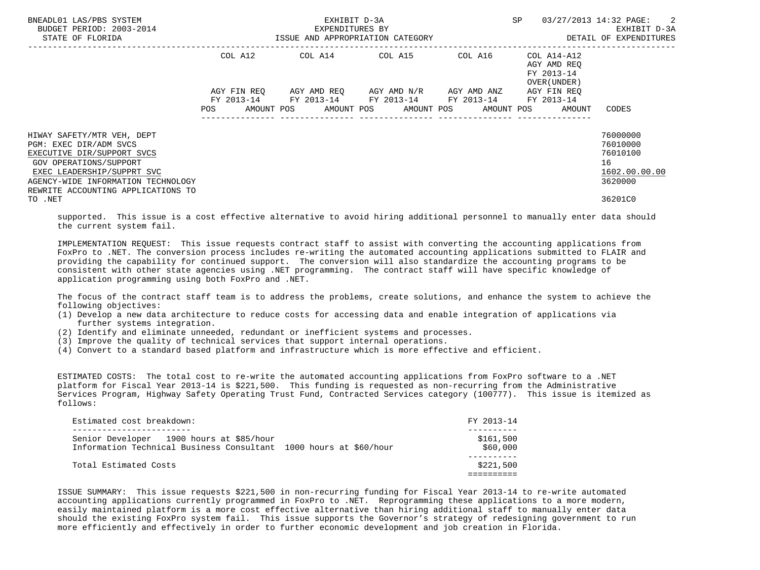| | COL A12 | | COL A14 | | COL A15 | | COL A16 | | COL A14-A12 AGY AMD REQ FY 2013-14 OVER(UNDER) | | |
|---|---|---|---|---|---|---|---|---|---|---|---|
| | AGY FIN REQ FY 2013-14 | | AGY AMD REQ FY 2013-14 | | AGY AMD N/R FY 2013-14 | | AGY AMD ANZ FY 2013-14 | | AGY FIN REQ FY 2013-14 | | |
| | POS | AMOUNT | POS | AMOUNT | POS | AMOUNT | POS | AMOUNT | POS | AMOUNT | CODES |
| HIWAY SAFETY/MTR VEH, DEPT | | | | | | | | | | | 76000000 |
| PGM: EXEC DIR/ADM SVCS | | | | | | | | | | | 76010000 |
| EXECUTIVE DIR/SUPPORT SVCS | | | | | | | | | | | 76010100 |
| GOV OPERATIONS/SUPPORT | | | | | | | | | | | 16 |
| EXEC LEADERSHIP/SUPPRT SVC | | | | | | | | | | | 1602.00.00.00 |
| AGENCY-WIDE INFORMATION TECHNOLOGY | | | | | | | | | | | 3620000 |
| REWRITE ACCOUNTING APPLICATIONS TO TO .NET | | | | | | | | | | | 36201C0 |

supported. This issue is a cost effective alternative to avoid hiring additional personnel to manually enter data should the current system fail.

IMPLEMENTATION REQUEST: This issue requests contract staff to assist with converting the accounting applications from FoxPro to .NET. The conversion process includes re-writing the automated accounting applications submitted to FLAIR and providing the capability for continued support. The conversion will also standardize the accounting programs to be consistent with other state agencies using .NET programming. The contract staff will have specific knowledge of application programming using both FoxPro and .NET.

The focus of the contract staff team is to address the problems, create solutions, and enhance the system to achieve the following objectives:

(1) Develop a new data architecture to reduce costs for accessing data and enable integration of applications via further systems integration.
(2) Identify and eliminate unneeded, redundant or inefficient systems and processes.
(3) Improve the quality of technical services that support internal operations.
(4) Convert to a standard based platform and infrastructure which is more effective and efficient.

ESTIMATED COSTS: The total cost to re-write the automated accounting applications from FoxPro software to a .NET platform for Fiscal Year 2013-14 is $221,500. This funding is requested as non-recurring from the Administrative Services Program, Highway Safety Operating Trust Fund, Contracted Services category (100777). This issue is itemized as follows:

| Estimated cost breakdown: | FY 2013-14 |
|---|---|
| Senior Developer 1900 hours at $85/hour | $161,500 |
| Information Technical Business Consultant 1000 hours at $60/hour | $60,000 |
| Total Estimated Costs | $221,500 |

ISSUE SUMMARY: This issue requests $221,500 in non-recurring funding for Fiscal Year 2013-14 to re-write automated accounting applications currently programmed in FoxPro to .NET. Reprogramming these applications to a more modern, easily maintained platform is a more cost effective alternative than hiring additional staff to manually enter data should the existing FoxPro system fail. This issue supports the Governor's strategy of redesigning government to run more efficiently and effectively in order to further economic development and job creation in Florida.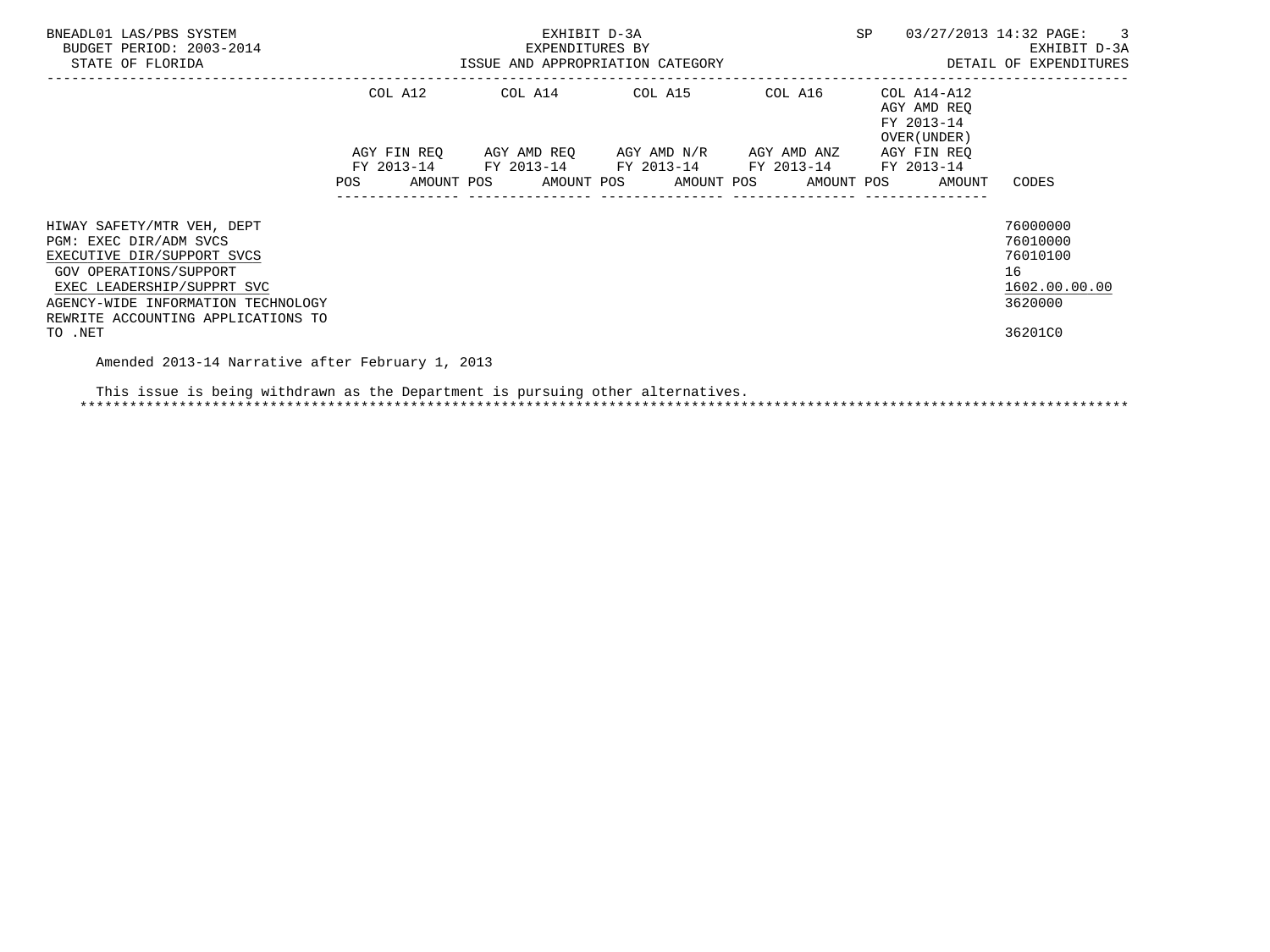| | COL A12 | | COL A14 | | COL A15 | | COL A16 | | COL A14-A12 AGY AMD REQ FY 2013-14 OVER(UNDER) | |
|---|---|---|---|---|---|---|---|---|---|---|
| | AGY FIN REQ FY 2013-14 | | AGY AMD REQ FY 2013-14 | | AGY AMD N/R FY 2013-14 | | AGY AMD ANZ FY 2013-14 | | AGY FIN REQ FY 2013-14 | |
| | POS | AMOUNT | POS | AMOUNT | POS | AMOUNT | POS | AMOUNT | POS | AMOUNT | CODES |
| HIWAY SAFETY/MTR VEH, DEPT | | | | | | | | | | | 76000000 |
| PGM: EXEC DIR/ADM SVCS | | | | | | | | | | | 76010000 |
| EXECUTIVE DIR/SUPPORT SVCS | | | | | | | | | | | 76010100 |
| GOV OPERATIONS/SUPPORT | | | | | | | | | | | 16 |
| EXEC LEADERSHIP/SUPPRT SVC | | | | | | | | | | | 1602.00.00.00 |
| AGENCY-WIDE INFORMATION TECHNOLOGY | | | | | | | | | | | 3620000 |
| REWRITE ACCOUNTING APPLICATIONS TO TO .NET | | | | | | | | | | | 36201C0 |

Amended 2013-14 Narrative after February 1, 2013

This issue is being withdrawn as the Department is pursuing other alternatives.

*******************************************************************************************************************************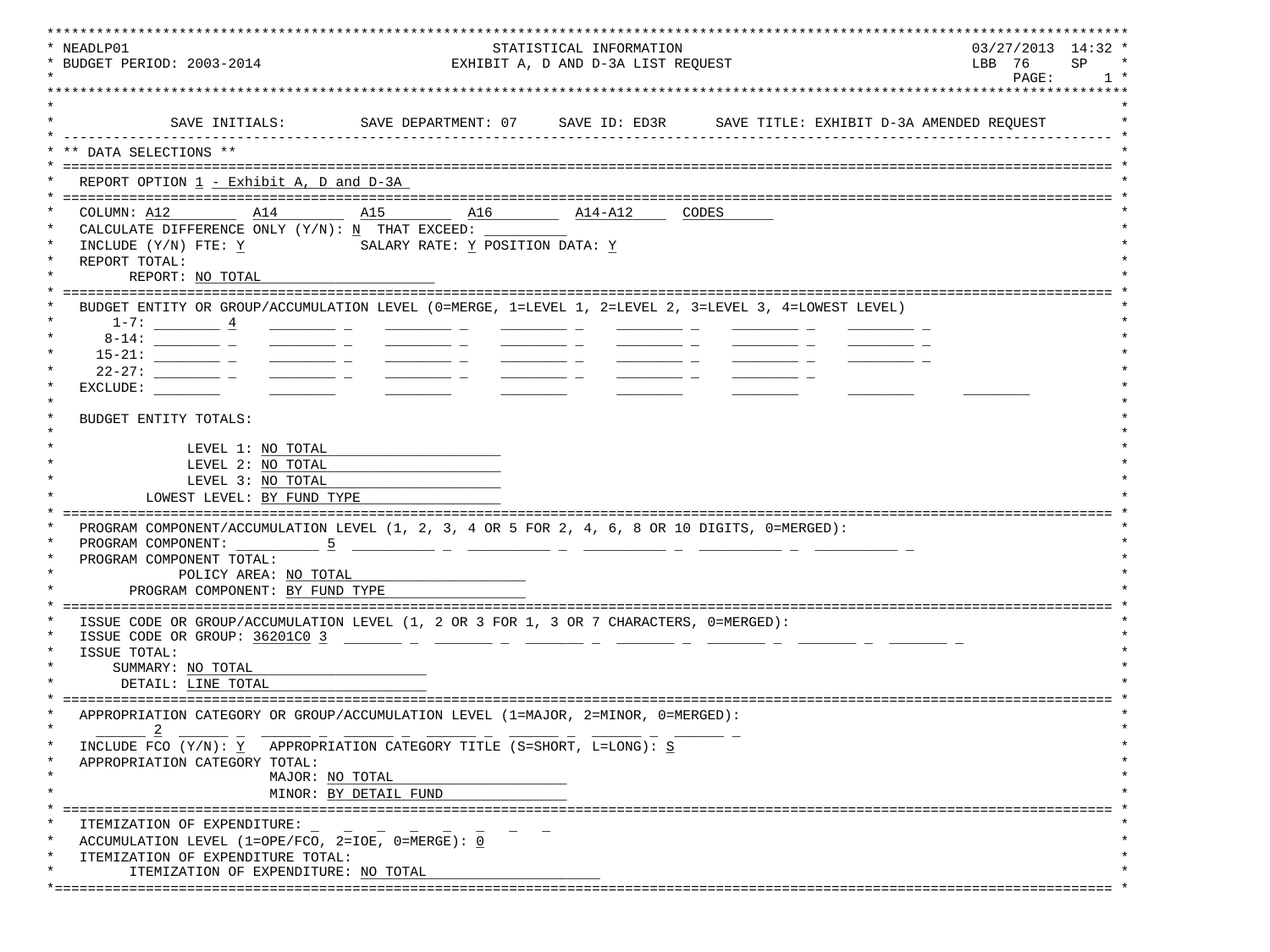```
NEADLP01                                   STATISTICAL INFORMATION                                  03/27/2013  14:32
BUDGET PERIOD: 2003-2014                  EXHIBIT A, D AND D-3A LIST REQUEST                         LBB  76     SP
                                                                                                      PAGE:       1

          SAVE INITIALS:        SAVE DEPARTMENT: 07     SAVE ID: ED3R      SAVE TITLE: EXHIBIT D-3A AMENDED REQUEST
---------------------------------------------------------------------------------------------------------------------
** DATA SELECTIONS **
=====================================================================================================================
  REPORT OPTION 1 - Exhibit A, D and D-3A
=====================================================================================================================
  COLUMN: A12         A14        A15        A16        A14-A12      CODES
  CALCULATE DIFFERENCE ONLY (Y/N): N  THAT EXCEED:
  INCLUDE (Y/N) FTE: Y              SALARY RATE: Y POSITION DATA: Y
  REPORT TOTAL:
      REPORT: NO TOTAL
=====================================================================================================================
  BUDGET ENTITY OR GROUP/ACCUMULATION LEVEL (0=MERGE, 1=LEVEL 1, 2=LEVEL 2, 3=LEVEL 3, 4=LOWEST LEVEL)
      1-7:  4
     8-14:
    15-21:
    22-27:
  EXCLUDE:

  BUDGET ENTITY TOTALS:

             LEVEL 1: NO TOTAL
             LEVEL 2: NO TOTAL
             LEVEL 3: NO TOTAL
        LOWEST LEVEL: BY FUND TYPE
=====================================================================================================================
  PROGRAM COMPONENT/ACCUMULATION LEVEL (1, 2, 3, 4 OR 5 FOR 2, 4, 6, 8 OR 10 DIGITS, 0=MERGED):
  PROGRAM COMPONENT:  5
  PROGRAM COMPONENT TOTAL:
            POLICY AREA: NO TOTAL
      PROGRAM COMPONENT: BY FUND TYPE
=====================================================================================================================
  ISSUE CODE OR GROUP/ACCUMULATION LEVEL (1, 2 OR 3 FOR 1, 3 OR 7 CHARACTERS, 0=MERGED):
  ISSUE CODE OR GROUP: 36201C0 3
  ISSUE TOTAL:
     SUMMARY: NO TOTAL
      DETAIL: LINE TOTAL
=====================================================================================================================
  APPROPRIATION CATEGORY OR GROUP/ACCUMULATION LEVEL (1=MAJOR, 2=MINOR, 0=MERGED):
        2
  INCLUDE FCO (Y/N): Y   APPROPRIATION CATEGORY TITLE (S=SHORT, L=LONG): S
  APPROPRIATION CATEGORY TOTAL:
                    MAJOR: NO TOTAL
                    MINOR: BY DETAIL FUND
=====================================================================================================================
  ITEMIZATION OF EXPENDITURE:
  ACCUMULATION LEVEL (1=OPE/FCO, 2=IOE, 0=MERGE): 0
  ITEMIZATION OF EXPENDITURE TOTAL:
      ITEMIZATION OF EXPENDITURE: NO TOTAL
=====================================================================================================================
```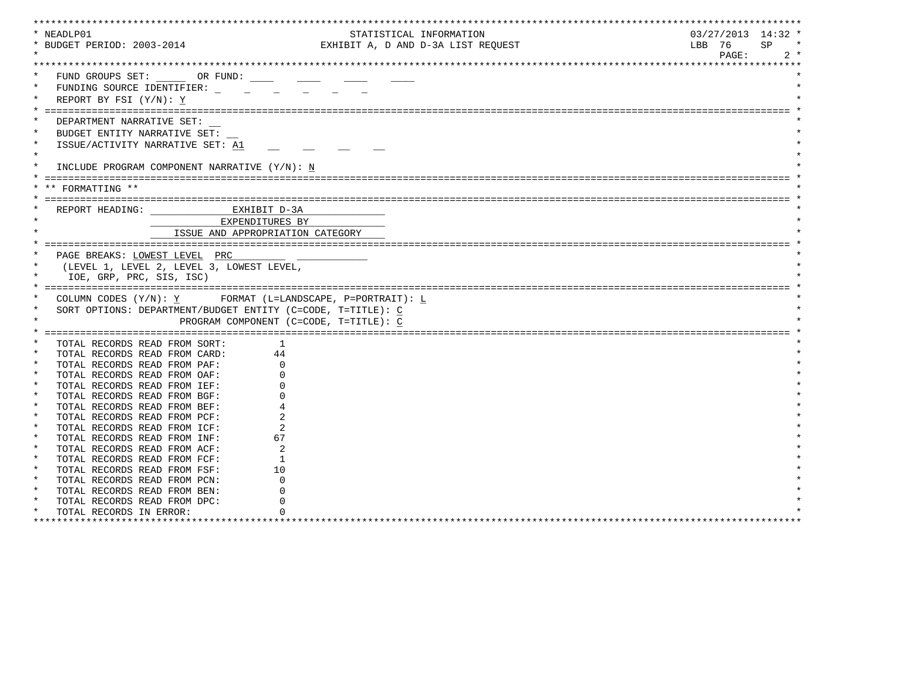```
* NEADLP01                                    STATISTICAL INFORMATION                           03/27/2013  14:32 *
* BUDGET PERIOD: 2003-2014                 EXHIBIT A, D AND D-3A LIST REQUEST                   LBB  76     SP    *
*                                                                                                      PAGE:     2 *

*  FUND GROUPS SET: _____  OR FUND: ____   ____   ____   ____
*  FUNDING SOURCE IDENTIFIER: _  _  _  _  _  _
*  REPORT BY FSI (Y/N): Y
* ==========================================================================================
*  DEPARTMENT NARRATIVE SET: __
*  BUDGET ENTITY NARRATIVE SET: __
*  ISSUE/ACTIVITY NARRATIVE SET: A1   __   __   __   __
*
*  INCLUDE PROGRAM COMPONENT NARRATIVE (Y/N): N
* ==========================================================================================
* ** FORMATTING **
* ==========================================================================================
*  REPORT HEADING:            EXHIBIT D-3A
*                           EXPENDITURES BY
*                    ISSUE AND APPROPRIATION CATEGORY
* ==========================================================================================
*  PAGE BREAKS: LOWEST LEVEL  PRC
*   (LEVEL 1, LEVEL 2, LEVEL 3, LOWEST LEVEL,
*    IOE, GRP, PRC, SIS, ISC)
* ==========================================================================================
*  COLUMN CODES (Y/N): Y       FORMAT (L=LANDSCAPE, P=PORTRAIT): L
*  SORT OPTIONS: DEPARTMENT/BUDGET ENTITY (C=CODE, T=TITLE): C
*                        PROGRAM COMPONENT (C=CODE, T=TITLE): C
* ==========================================================================================
*  TOTAL RECORDS READ FROM SORT:        1
*  TOTAL RECORDS READ FROM CARD:       44
*  TOTAL RECORDS READ FROM PAF:         0
*  TOTAL RECORDS READ FROM OAF:         0
*  TOTAL RECORDS READ FROM IEF:         0
*  TOTAL RECORDS READ FROM BGF:         0
*  TOTAL RECORDS READ FROM BEF:         4
*  TOTAL RECORDS READ FROM PCF:         2
*  TOTAL RECORDS READ FROM ICF:         2
*  TOTAL RECORDS READ FROM INF:        67
*  TOTAL RECORDS READ FROM ACF:         2
*  TOTAL RECORDS READ FROM FCF:         1
*  TOTAL RECORDS READ FROM FSF:        10
*  TOTAL RECORDS READ FROM PCN:         0
*  TOTAL RECORDS READ FROM BEN:         0
*  TOTAL RECORDS READ FROM DPC:         0
*  TOTAL RECORDS IN ERROR:              0
```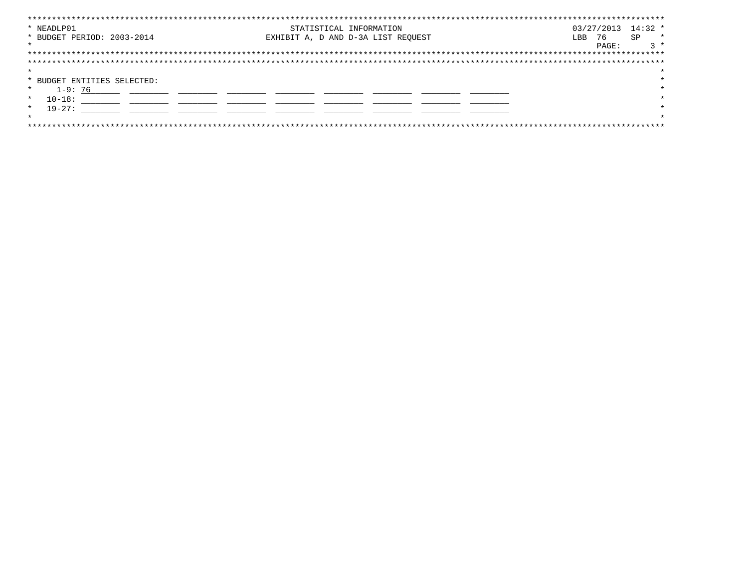```
***********************************************************************************************************************
* NEADLP01                                         STATISTICAL INFORMATION                              03/27/2013  14:32 *
* BUDGET PERIOD: 2003-2014                      EXHIBIT A, D AND D-3A LIST REQUEST                       LBB  76     SP    *
*                                                                                                             PAGE:     3 *
***********************************************************************************************************************
***********************************************************************************************************************
*                                                                                                                     *
* BUDGET ENTITIES SELECTED:                                                                                           *
*     1-9: 76______  ________  ________  ________  ________  ________  ________  ________  ________                    *
*   10-18: ________  ________  ________  ________  ________  ________  ________  ________  ________                    *
*   19-27: ________  ________  ________  ________  ________  ________  ________  ________  ________                    *
*                                                                                                                     *
***********************************************************************************************************************
```